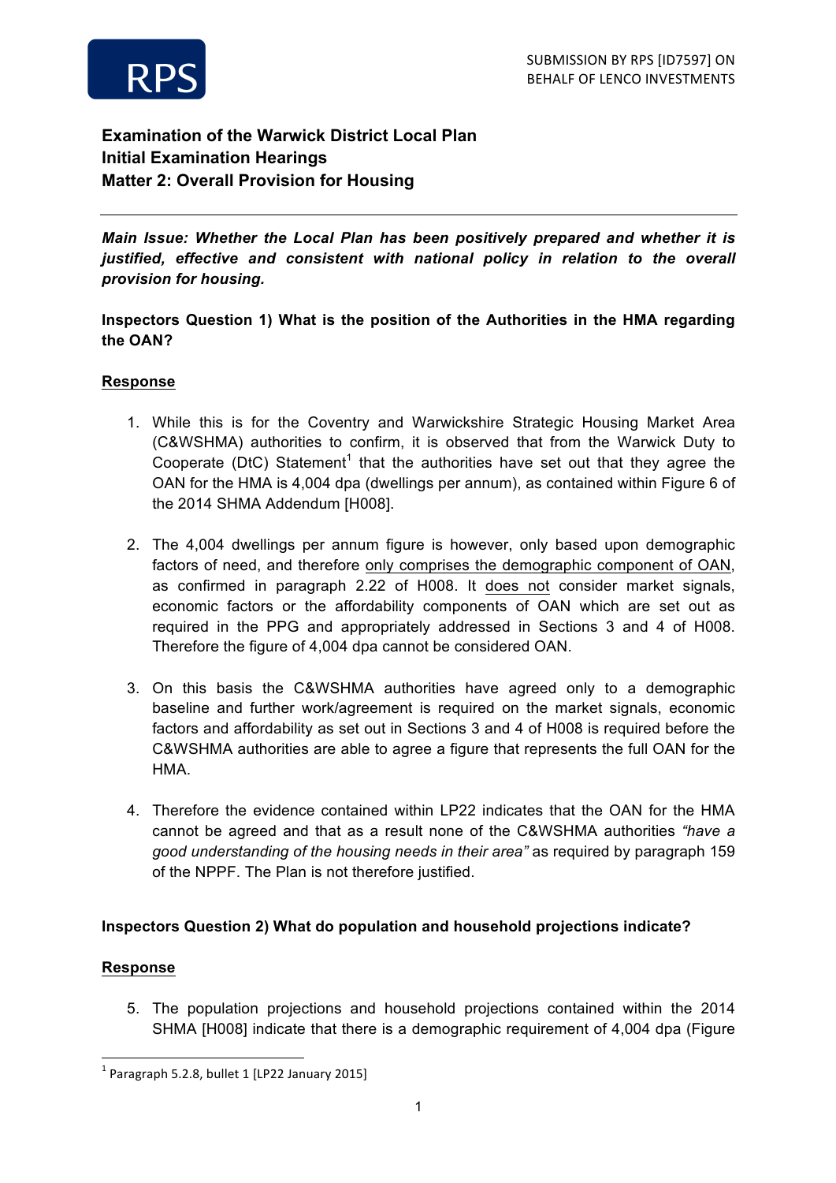SUBMISSION BY RPS [ID7597] ON BEHALF OF LENCO INVESTMENTS

**Examination of the Warwick District Local Plan**
**Initial Examination Hearings**
**Matter 2: Overall Provision for Housing**

---

***Main Issue: Whether the Local Plan has been positively prepared and whether it is justified, effective and consistent with national policy in relation to the overall provision for housing.***

**Inspectors Question 1) What is the position of the Authorities in the HMA regarding the OAN?**

**Response**

1. While this is for the Coventry and Warwickshire Strategic Housing Market Area (C&WSHMA) authorities to confirm, it is observed that from the Warwick Duty to Cooperate (DtC) Statement[1] that the authorities have set out that they agree the OAN for the HMA is 4,004 dpa (dwellings per annum), as contained within Figure 6 of the 2014 SHMA Addendum [H008].

2. The 4,004 dwellings per annum figure is however, only based upon demographic factors of need, and therefore <u>only comprises the demographic component of OAN</u>, as confirmed in paragraph 2.22 of H008. It <u>does not</u> consider market signals, economic factors or the affordability components of OAN which are set out as required in the PPG and appropriately addressed in Sections 3 and 4 of H008. Therefore the figure of 4,004 dpa cannot be considered OAN.

3. On this basis the C&WSHMA authorities have agreed only to a demographic baseline and further work/agreement is required on the market signals, economic factors and affordability as set out in Sections 3 and 4 of H008 is required before the C&WSHMA authorities are able to agree a figure that represents the full OAN for the HMA.

4. Therefore the evidence contained within LP22 indicates that the OAN for the HMA cannot be agreed and that as a result none of the C&WSHMA authorities *"have a good understanding of the housing needs in their area"* as required by paragraph 159 of the NPPF. The Plan is not therefore justified.

**Inspectors Question 2) What do population and household projections indicate?**

**Response**

5. The population projections and household projections contained within the 2014 SHMA [H008] indicate that there is a demographic requirement of 4,004 dpa (Figure

[1] Paragraph 5.2.8, bullet 1 [LP22 January 2015]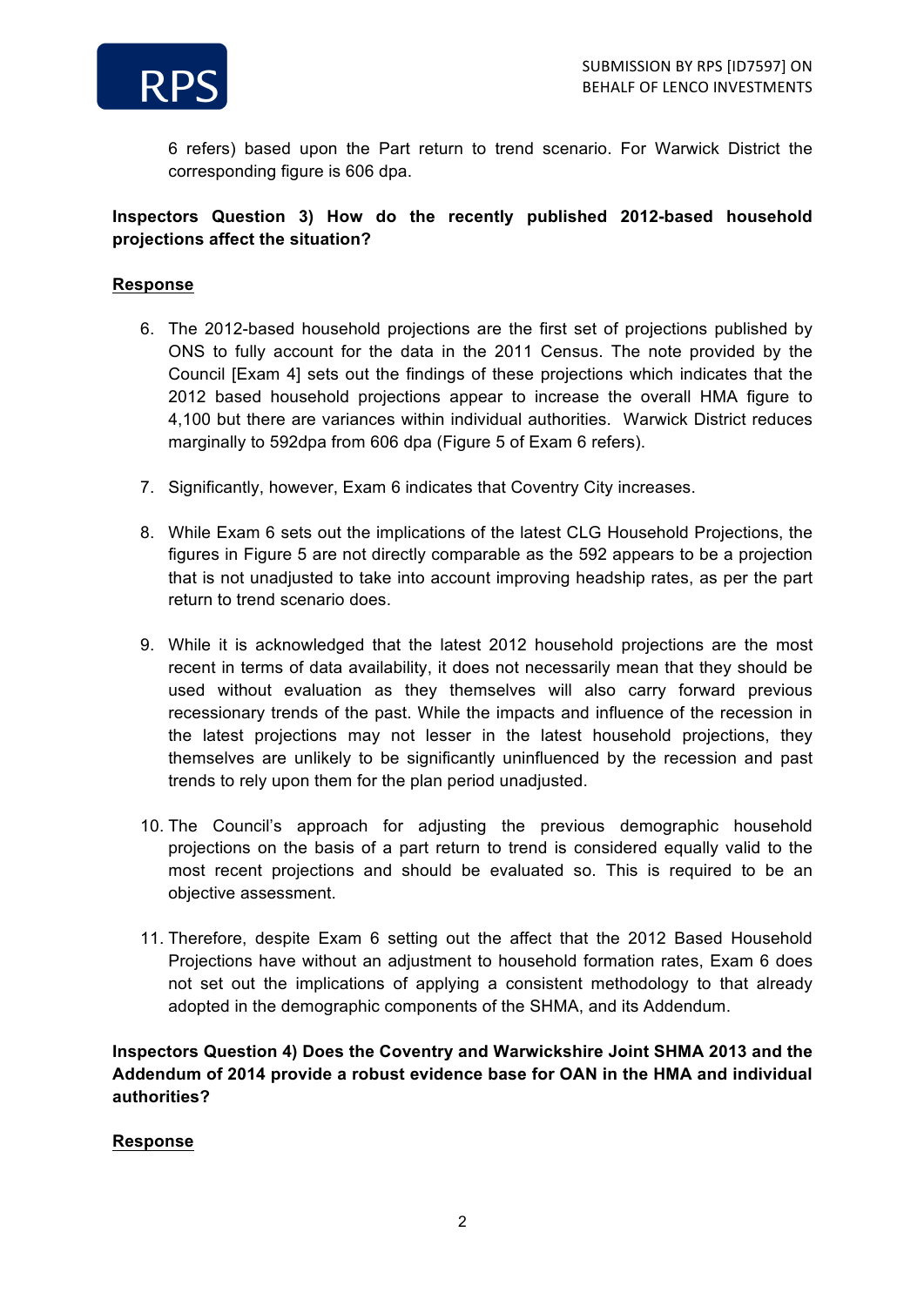6 refers) based upon the Part return to trend scenario. For Warwick District the corresponding figure is 606 dpa.

**Inspectors Question 3) How do the recently published 2012-based household projections affect the situation?**

**Response**

6. The 2012-based household projections are the first set of projections published by ONS to fully account for the data in the 2011 Census. The note provided by the Council [Exam 4] sets out the findings of these projections which indicates that the 2012 based household projections appear to increase the overall HMA figure to 4,100 but there are variances within individual authorities. Warwick District reduces marginally to 592dpa from 606 dpa (Figure 5 of Exam 6 refers).

7. Significantly, however, Exam 6 indicates that Coventry City increases.

8. While Exam 6 sets out the implications of the latest CLG Household Projections, the figures in Figure 5 are not directly comparable as the 592 appears to be a projection that is not unadjusted to take into account improving headship rates, as per the part return to trend scenario does.

9. While it is acknowledged that the latest 2012 household projections are the most recent in terms of data availability, it does not necessarily mean that they should be used without evaluation as they themselves will also carry forward previous recessionary trends of the past. While the impacts and influence of the recession in the latest projections may not lesser in the latest household projections, they themselves are unlikely to be significantly uninfluenced by the recession and past trends to rely upon them for the plan period unadjusted.

10. The Council's approach for adjusting the previous demographic household projections on the basis of a part return to trend is considered equally valid to the most recent projections and should be evaluated so. This is required to be an objective assessment.

11. Therefore, despite Exam 6 setting out the affect that the 2012 Based Household Projections have without an adjustment to household formation rates, Exam 6 does not set out the implications of applying a consistent methodology to that already adopted in the demographic components of the SHMA, and its Addendum.

**Inspectors Question 4) Does the Coventry and Warwickshire Joint SHMA 2013 and the Addendum of 2014 provide a robust evidence base for OAN in the HMA and individual authorities?**

**Response**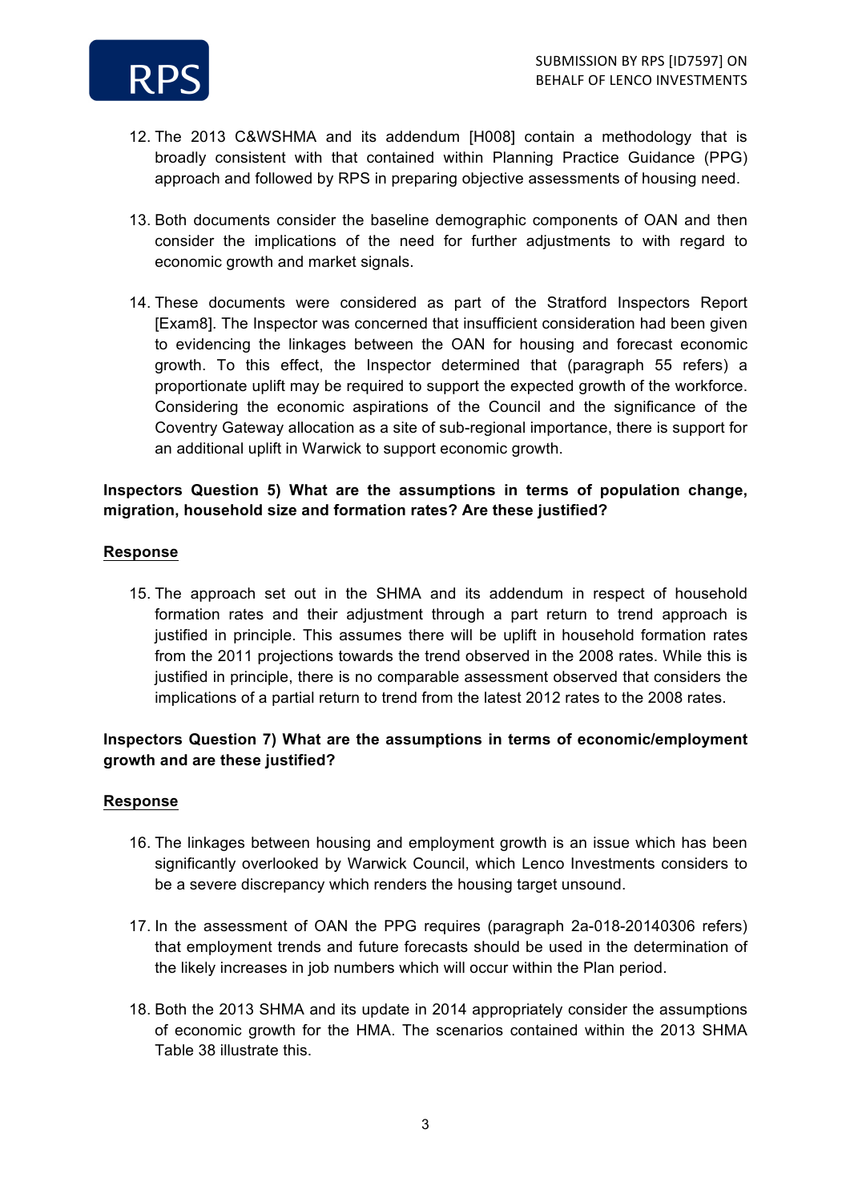12. The 2013 C&WSHMA and its addendum [H008] contain a methodology that is broadly consistent with that contained within Planning Practice Guidance (PPG) approach and followed by RPS in preparing objective assessments of housing need.

13. Both documents consider the baseline demographic components of OAN and then consider the implications of the need for further adjustments to with regard to economic growth and market signals.

14. These documents were considered as part of the Stratford Inspectors Report [Exam8]. The Inspector was concerned that insufficient consideration had been given to evidencing the linkages between the OAN for housing and forecast economic growth. To this effect, the Inspector determined that (paragraph 55 refers) a proportionate uplift may be required to support the expected growth of the workforce. Considering the economic aspirations of the Council and the significance of the Coventry Gateway allocation as a site of sub-regional importance, there is support for an additional uplift in Warwick to support economic growth.

**Inspectors Question 5) What are the assumptions in terms of population change, migration, household size and formation rates? Are these justified?**

**Response**

15. The approach set out in the SHMA and its addendum in respect of household formation rates and their adjustment through a part return to trend approach is justified in principle. This assumes there will be uplift in household formation rates from the 2011 projections towards the trend observed in the 2008 rates. While this is justified in principle, there is no comparable assessment observed that considers the implications of a partial return to trend from the latest 2012 rates to the 2008 rates.

**Inspectors Question 7) What are the assumptions in terms of economic/employment growth and are these justified?**

**Response**

16. The linkages between housing and employment growth is an issue which has been significantly overlooked by Warwick Council, which Lenco Investments considers to be a severe discrepancy which renders the housing target unsound.

17. In the assessment of OAN the PPG requires (paragraph 2a-018-20140306 refers) that employment trends and future forecasts should be used in the determination of the likely increases in job numbers which will occur within the Plan period.

18. Both the 2013 SHMA and its update in 2014 appropriately consider the assumptions of economic growth for the HMA. The scenarios contained within the 2013 SHMA Table 38 illustrate this.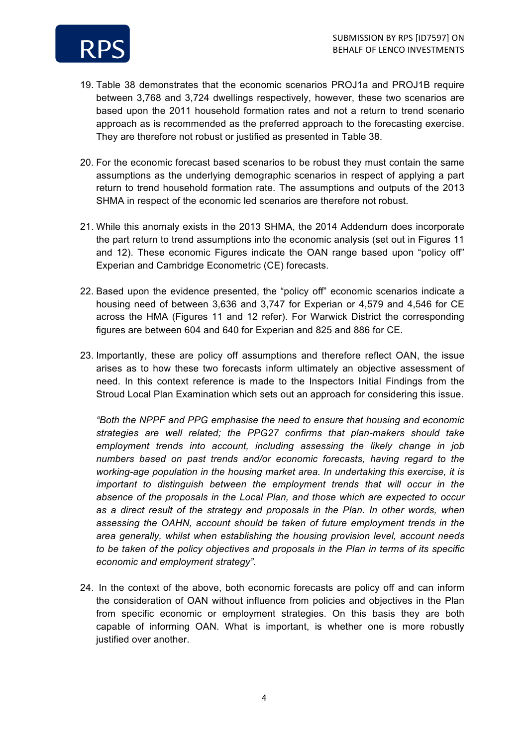19. Table 38 demonstrates that the economic scenarios PROJ1a and PROJ1B require between 3,768 and 3,724 dwellings respectively, however, these two scenarios are based upon the 2011 household formation rates and not a return to trend scenario approach as is recommended as the preferred approach to the forecasting exercise. They are therefore not robust or justified as presented in Table 38.

20. For the economic forecast based scenarios to be robust they must contain the same assumptions as the underlying demographic scenarios in respect of applying a part return to trend household formation rate. The assumptions and outputs of the 2013 SHMA in respect of the economic led scenarios are therefore not robust.

21. While this anomaly exists in the 2013 SHMA, the 2014 Addendum does incorporate the part return to trend assumptions into the economic analysis (set out in Figures 11 and 12). These economic Figures indicate the OAN range based upon "policy off" Experian and Cambridge Econometric (CE) forecasts.

22. Based upon the evidence presented, the "policy off" economic scenarios indicate a housing need of between 3,636 and 3,747 for Experian or 4,579 and 4,546 for CE across the HMA (Figures 11 and 12 refer). For Warwick District the corresponding figures are between 604 and 640 for Experian and 825 and 886 for CE.

23. Importantly, these are policy off assumptions and therefore reflect OAN, the issue arises as to how these two forecasts inform ultimately an objective assessment of need. In this context reference is made to the Inspectors Initial Findings from the Stroud Local Plan Examination which sets out an approach for considering this issue.

    *"Both the NPPF and PPG emphasise the need to ensure that housing and economic strategies are well related; the PPG27 confirms that plan-makers should take employment trends into account, including assessing the likely change in job numbers based on past trends and/or economic forecasts, having regard to the working-age population in the housing market area. In undertaking this exercise, it is important to distinguish between the employment trends that will occur in the absence of the proposals in the Local Plan, and those which are expected to occur as a direct result of the strategy and proposals in the Plan. In other words, when assessing the OAHN, account should be taken of future employment trends in the area generally, whilst when establishing the housing provision level, account needs to be taken of the policy objectives and proposals in the Plan in terms of its specific economic and employment strategy".*

24. In the context of the above, both economic forecasts are policy off and can inform the consideration of OAN without influence from policies and objectives in the Plan from specific economic or employment strategies. On this basis they are both capable of informing OAN. What is important, is whether one is more robustly justified over another.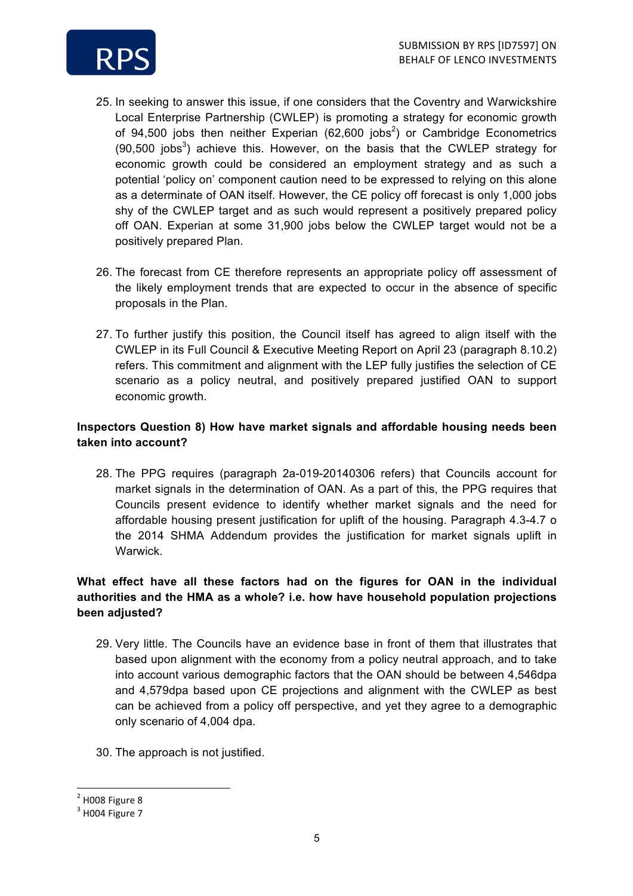25. In seeking to answer this issue, if one considers that the Coventry and Warwickshire Local Enterprise Partnership (CWLEP) is promoting a strategy for economic growth of 94,500 jobs then neither Experian (62,600 jobs[2]) or Cambridge Econometrics (90,500 jobs[3]) achieve this. However, on the basis that the CWLEP strategy for economic growth could be considered an employment strategy and as such a potential 'policy on' component caution need to be expressed to relying on this alone as a determinate of OAN itself. However, the CE policy off forecast is only 1,000 jobs shy of the CWLEP target and as such would represent a positively prepared policy off OAN. Experian at some 31,900 jobs below the CWLEP target would not be a positively prepared Plan.

26. The forecast from CE therefore represents an appropriate policy off assessment of the likely employment trends that are expected to occur in the absence of specific proposals in the Plan.

27. To further justify this position, the Council itself has agreed to align itself with the CWLEP in its Full Council & Executive Meeting Report on April 23 (paragraph 8.10.2) refers. This commitment and alignment with the LEP fully justifies the selection of CE scenario as a policy neutral, and positively prepared justified OAN to support economic growth.

**Inspectors Question 8) How have market signals and affordable housing needs been taken into account?**

28. The PPG requires (paragraph 2a-019-20140306 refers) that Councils account for market signals in the determination of OAN. As a part of this, the PPG requires that Councils present evidence to identify whether market signals and the need for affordable housing present justification for uplift of the housing. Paragraph 4.3-4.7 o the 2014 SHMA Addendum provides the justification for market signals uplift in Warwick.

**What effect have all these factors had on the figures for OAN in the individual authorities and the HMA as a whole? i.e. how have household population projections been adjusted?**

29. Very little. The Councils have an evidence base in front of them that illustrates that based upon alignment with the economy from a policy neutral approach, and to take into account various demographic factors that the OAN should be between 4,546dpa and 4,579dpa based upon CE projections and alignment with the CWLEP as best can be achieved from a policy off perspective, and yet they agree to a demographic only scenario of 4,004 dpa.

30. The approach is not justified.

---

[2] H008 Figure 8

[3] H004 Figure 7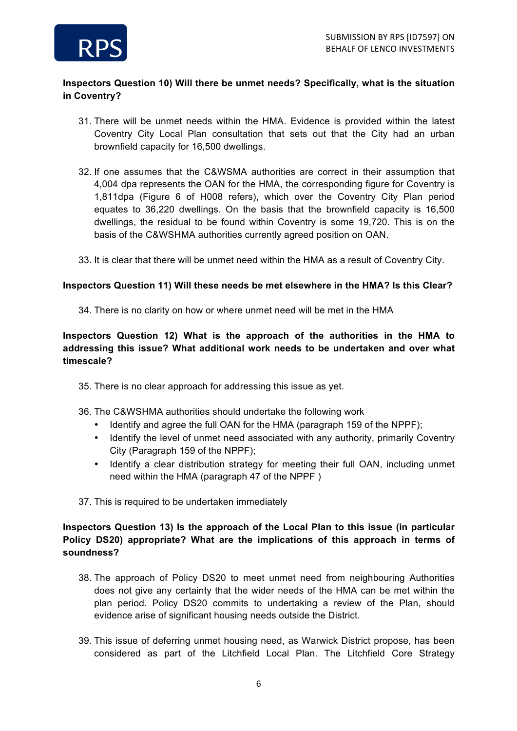**Inspectors Question 10) Will there be unmet needs? Specifically, what is the situation in Coventry?**

31. There will be unmet needs within the HMA. Evidence is provided within the latest Coventry City Local Plan consultation that sets out that the City had an urban brownfield capacity for 16,500 dwellings.

32. If one assumes that the C&WSMA authorities are correct in their assumption that 4,004 dpa represents the OAN for the HMA, the corresponding figure for Coventry is 1,811dpa (Figure 6 of H008 refers), which over the Coventry City Plan period equates to 36,220 dwellings. On the basis that the brownfield capacity is 16,500 dwellings, the residual to be found within Coventry is some 19,720. This is on the basis of the C&WSHMA authorities currently agreed position on OAN.

33. It is clear that there will be unmet need within the HMA as a result of Coventry City.

**Inspectors Question 11) Will these needs be met elsewhere in the HMA? Is this Clear?**

34. There is no clarity on how or where unmet need will be met in the HMA

**Inspectors Question 12) What is the approach of the authorities in the HMA to addressing this issue? What additional work needs to be undertaken and over what timescale?**

35. There is no clear approach for addressing this issue as yet.

36. The C&WSHMA authorities should undertake the following work
    - Identify and agree the full OAN for the HMA (paragraph 159 of the NPPF);
    - Identify the level of unmet need associated with any authority, primarily Coventry City (Paragraph 159 of the NPPF);
    - Identify a clear distribution strategy for meeting their full OAN, including unmet need within the HMA (paragraph 47 of the NPPF )

37. This is required to be undertaken immediately

**Inspectors Question 13) Is the approach of the Local Plan to this issue (in particular Policy DS20) appropriate? What are the implications of this approach in terms of soundness?**

38. The approach of Policy DS20 to meet unmet need from neighbouring Authorities does not give any certainty that the wider needs of the HMA can be met within the plan period. Policy DS20 commits to undertaking a review of the Plan, should evidence arise of significant housing needs outside the District.

39. This issue of deferring unmet housing need, as Warwick District propose, has been considered as part of the Litchfield Local Plan. The Litchfield Core Strategy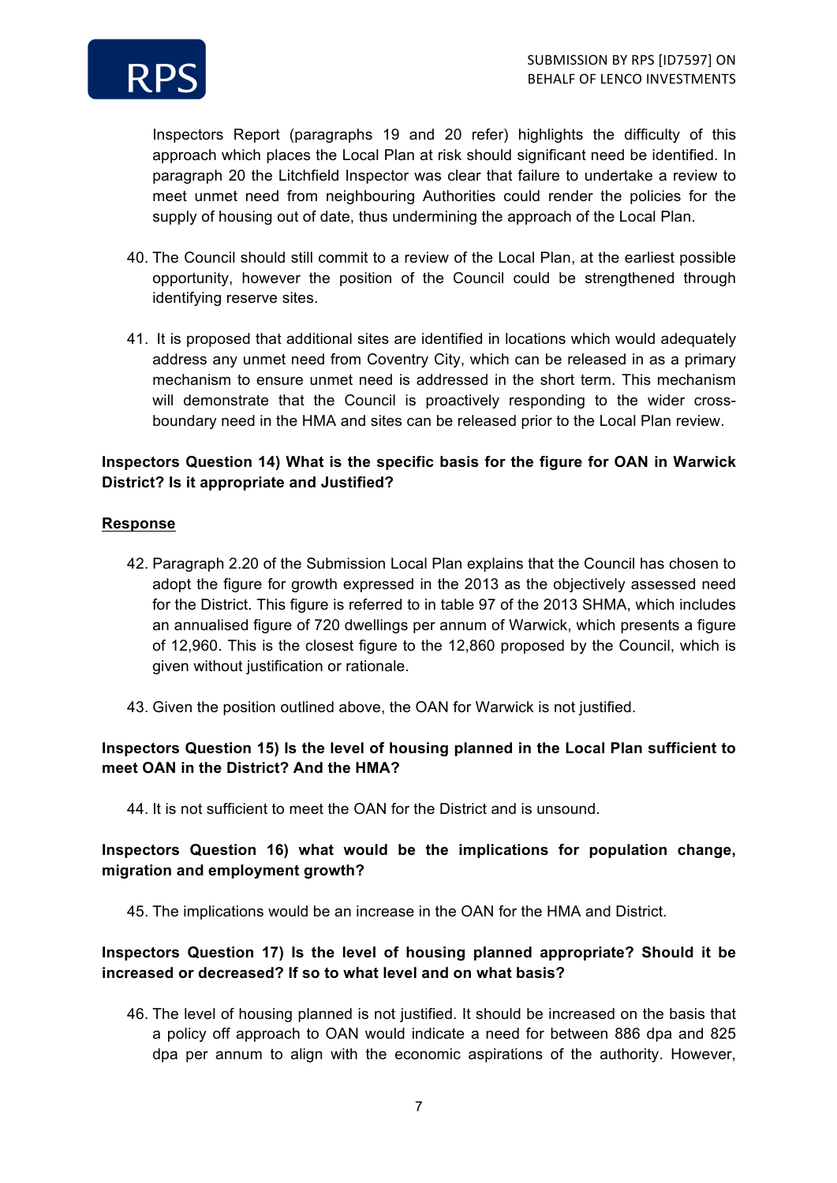Inspectors Report (paragraphs 19 and 20 refer) highlights the difficulty of this approach which places the Local Plan at risk should significant need be identified. In paragraph 20 the Litchfield Inspector was clear that failure to undertake a review to meet unmet need from neighbouring Authorities could render the policies for the supply of housing out of date, thus undermining the approach of the Local Plan.

40. The Council should still commit to a review of the Local Plan, at the earliest possible opportunity, however the position of the Council could be strengthened through identifying reserve sites.

41. It is proposed that additional sites are identified in locations which would adequately address any unmet need from Coventry City, which can be released in as a primary mechanism to ensure unmet need is addressed in the short term. This mechanism will demonstrate that the Council is proactively responding to the wider cross-boundary need in the HMA and sites can be released prior to the Local Plan review.

**Inspectors Question 14) What is the specific basis for the figure for OAN in Warwick District? Is it appropriate and Justified?**

**Response**

42. Paragraph 2.20 of the Submission Local Plan explains that the Council has chosen to adopt the figure for growth expressed in the 2013 as the objectively assessed need for the District. This figure is referred to in table 97 of the 2013 SHMA, which includes an annualised figure of 720 dwellings per annum of Warwick, which presents a figure of 12,960. This is the closest figure to the 12,860 proposed by the Council, which is given without justification or rationale.

43. Given the position outlined above, the OAN for Warwick is not justified.

**Inspectors Question 15) Is the level of housing planned in the Local Plan sufficient to meet OAN in the District? And the HMA?**

44. It is not sufficient to meet the OAN for the District and is unsound.

**Inspectors Question 16) what would be the implications for population change, migration and employment growth?**

45. The implications would be an increase in the OAN for the HMA and District.

**Inspectors Question 17) Is the level of housing planned appropriate? Should it be increased or decreased? If so to what level and on what basis?**

46. The level of housing planned is not justified. It should be increased on the basis that a policy off approach to OAN would indicate a need for between 886 dpa and 825 dpa per annum to align with the economic aspirations of the authority. However,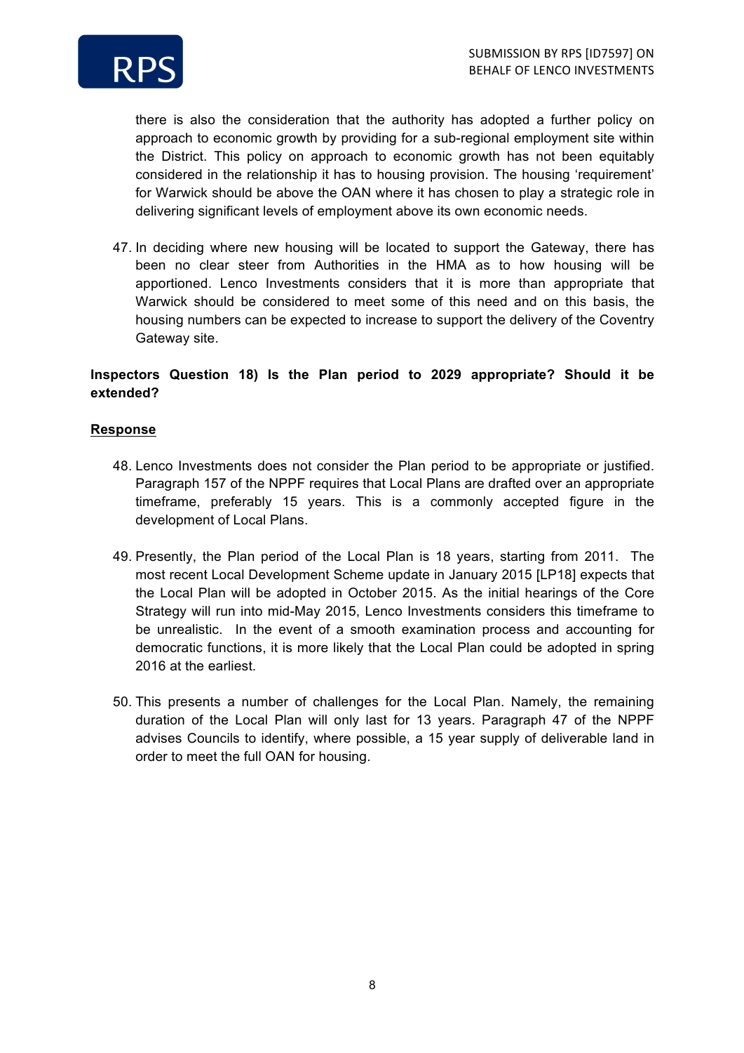there is also the consideration that the authority has adopted a further policy on approach to economic growth by providing for a sub-regional employment site within the District. This policy on approach to economic growth has not been equitably considered in the relationship it has to housing provision. The housing 'requirement' for Warwick should be above the OAN where it has chosen to play a strategic role in delivering significant levels of employment above its own economic needs.

47. In deciding where new housing will be located to support the Gateway, there has been no clear steer from Authorities in the HMA as to how housing will be apportioned. Lenco Investments considers that it is more than appropriate that Warwick should be considered to meet some of this need and on this basis, the housing numbers can be expected to increase to support the delivery of the Coventry Gateway site.

**Inspectors Question 18) Is the Plan period to 2029 appropriate? Should it be extended?**

**Response**

48. Lenco Investments does not consider the Plan period to be appropriate or justified. Paragraph 157 of the NPPF requires that Local Plans are drafted over an appropriate timeframe, preferably 15 years. This is a commonly accepted figure in the development of Local Plans.

49. Presently, the Plan period of the Local Plan is 18 years, starting from 2011. The most recent Local Development Scheme update in January 2015 [LP18] expects that the Local Plan will be adopted in October 2015. As the initial hearings of the Core Strategy will run into mid-May 2015, Lenco Investments considers this timeframe to be unrealistic. In the event of a smooth examination process and accounting for democratic functions, it is more likely that the Local Plan could be adopted in spring 2016 at the earliest.

50. This presents a number of challenges for the Local Plan. Namely, the remaining duration of the Local Plan will only last for 13 years. Paragraph 47 of the NPPF advises Councils to identify, where possible, a 15 year supply of deliverable land in order to meet the full OAN for housing.